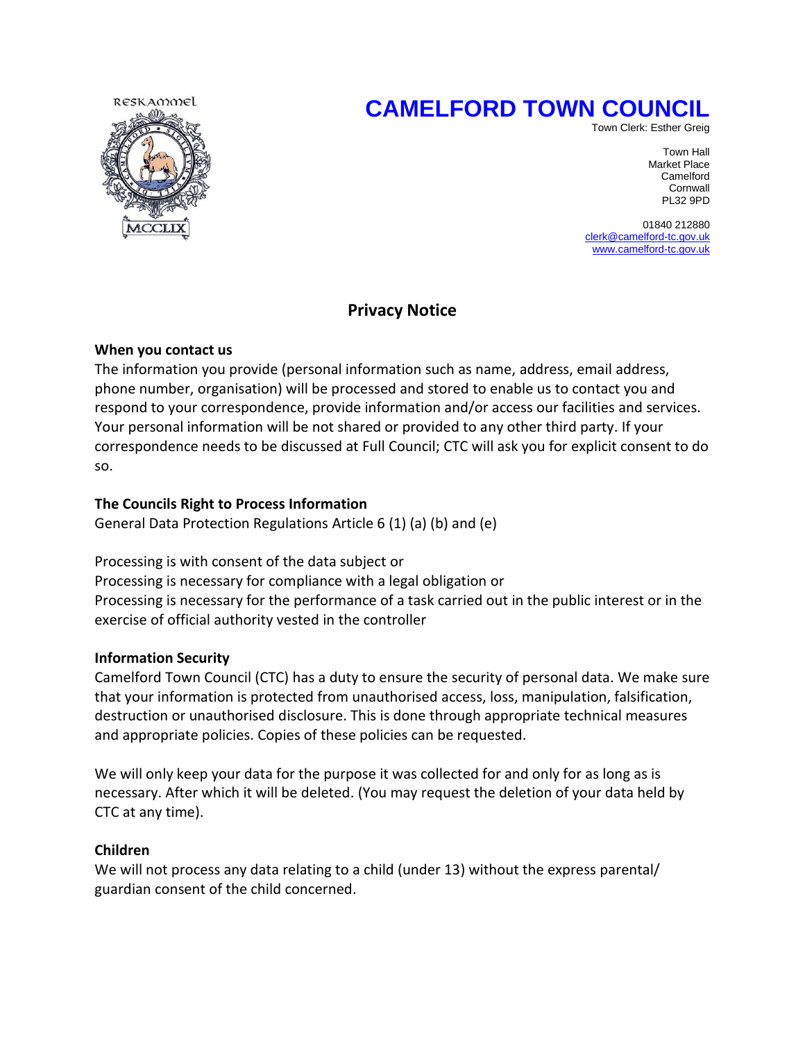RESKAMMEL

MCCLIX

# CAMELFORD TOWN COUNCIL

Town Clerk: Esther Greig

Town Hall
Market Place
Camelford
Cornwall
PL32 9PD

01840 212880
clerk@camelford-tc.gov.uk
www.camelford-tc.gov.uk

## Privacy Notice

**When you contact us**

The information you provide (personal information such as name, address, email address, phone number, organisation) will be processed and stored to enable us to contact you and respond to your correspondence, provide information and/or access our facilities and services. Your personal information will be not shared or provided to any other third party. If your correspondence needs to be discussed at Full Council; CTC will ask you for explicit consent to do so.

**The Councils Right to Process Information**

General Data Protection Regulations Article 6 (1) (a) (b) and (e)

Processing is with consent of the data subject or
Processing is necessary for compliance with a legal obligation or
Processing is necessary for the performance of a task carried out in the public interest or in the exercise of official authority vested in the controller

**Information Security**

Camelford Town Council (CTC) has a duty to ensure the security of personal data. We make sure that your information is protected from unauthorised access, loss, manipulation, falsification, destruction or unauthorised disclosure. This is done through appropriate technical measures and appropriate policies. Copies of these policies can be requested.

We will only keep your data for the purpose it was collected for and only for as long as is necessary. After which it will be deleted. (You may request the deletion of your data held by CTC at any time).

**Children**

We will not process any data relating to a child (under 13) without the express parental/ guardian consent of the child concerned.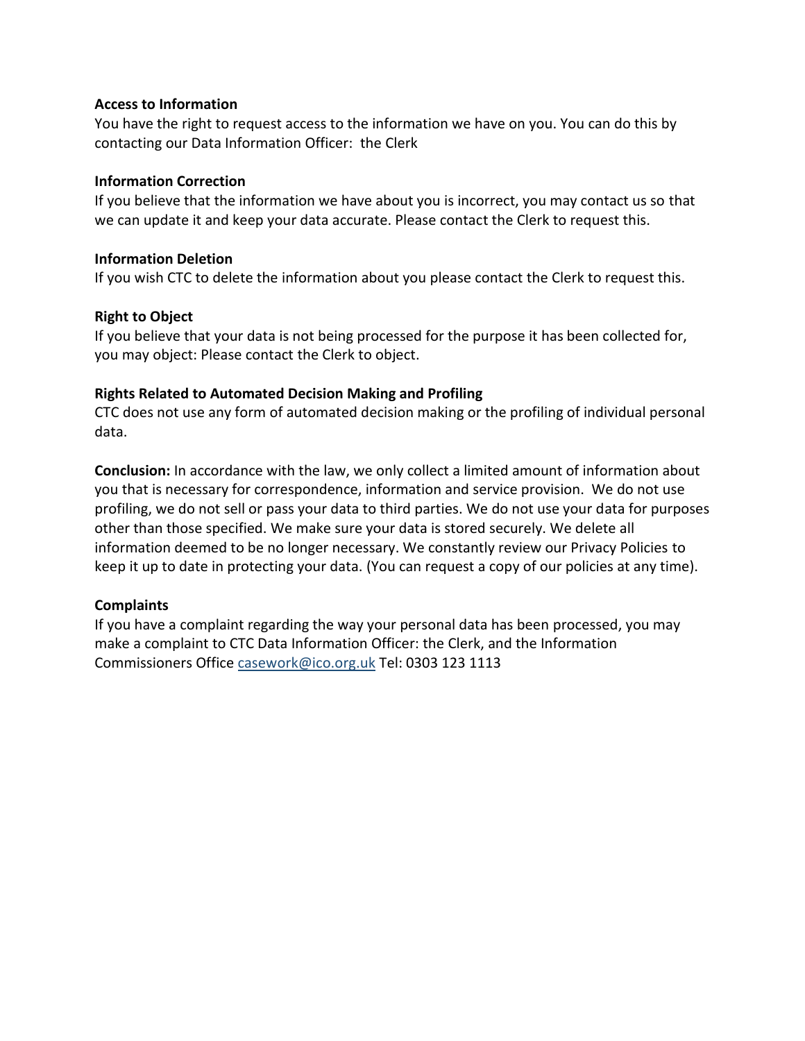**Access to Information**
You have the right to request access to the information we have on you. You can do this by contacting our Data Information Officer: the Clerk

**Information Correction**
If you believe that the information we have about you is incorrect, you may contact us so that we can update it and keep your data accurate. Please contact the Clerk to request this.

**Information Deletion**
If you wish CTC to delete the information about you please contact the Clerk to request this.

**Right to Object**
If you believe that your data is not being processed for the purpose it has been collected for, you may object: Please contact the Clerk to object.

**Rights Related to Automated Decision Making and Profiling**
CTC does not use any form of automated decision making or the profiling of individual personal data.

**Conclusion:** In accordance with the law, we only collect a limited amount of information about you that is necessary for correspondence, information and service provision. We do not use profiling, we do not sell or pass your data to third parties. We do not use your data for purposes other than those specified. We make sure your data is stored securely. We delete all information deemed to be no longer necessary. We constantly review our Privacy Policies to keep it up to date in protecting your data. (You can request a copy of our policies at any time).

**Complaints**
If you have a complaint regarding the way your personal data has been processed, you may make a complaint to CTC Data Information Officer: the Clerk, and the Information Commissioners Office casework@ico.org.uk Tel: 0303 123 1113